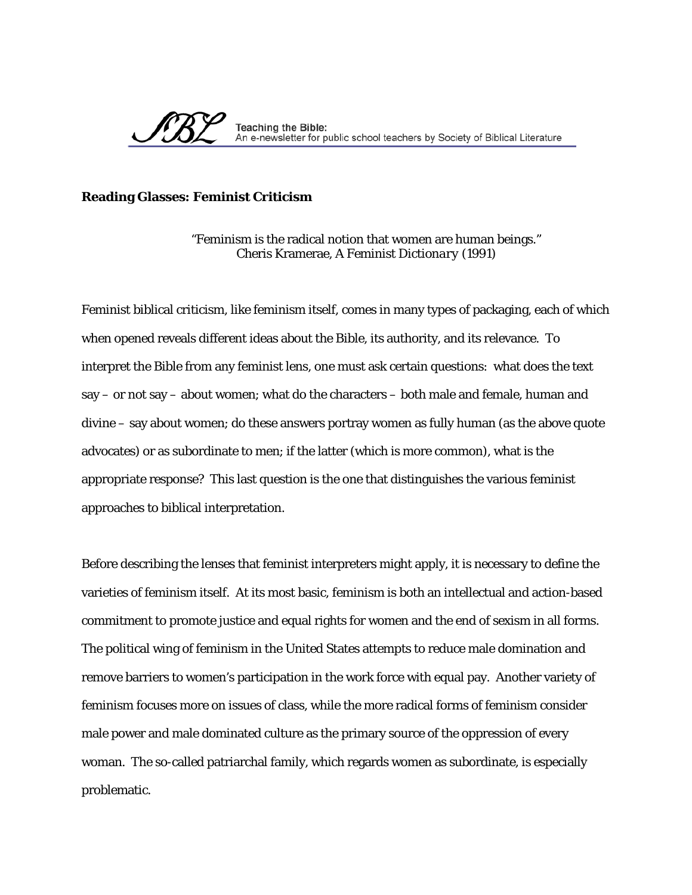**Reading Glasses: Feminist Criticism**

"Feminism is the radical notion that women are human beings."
Cheris Kramerae, *A Feminist Dictionary* (1991)

Feminist biblical criticism, like feminism itself, comes in many types of packaging, each of which when opened reveals different ideas about the Bible, its authority, and its relevance. To interpret the Bible from any feminist lens, one must ask certain questions: what does the text say – or not say – about women; what do the characters – both male and female, human and divine – say about women; do these answers portray women as fully human (as the above quote advocates) or as subordinate to men; if the latter (which is more common), what is the appropriate response? This last question is the one that distinguishes the various feminist approaches to biblical interpretation.

Before describing the lenses that feminist interpreters might apply, it is necessary to define the varieties of feminism itself. At its most basic, feminism is both an intellectual and action-based commitment to promote justice and equal rights for women and the end of sexism in all forms. The political wing of feminism in the United States attempts to reduce male domination and remove barriers to women's participation in the work force with equal pay. Another variety of feminism focuses more on issues of class, while the more radical forms of feminism consider male power and male dominated culture as the primary source of the oppression of every woman. The so-called patriarchal family, which regards women as subordinate, is especially problematic.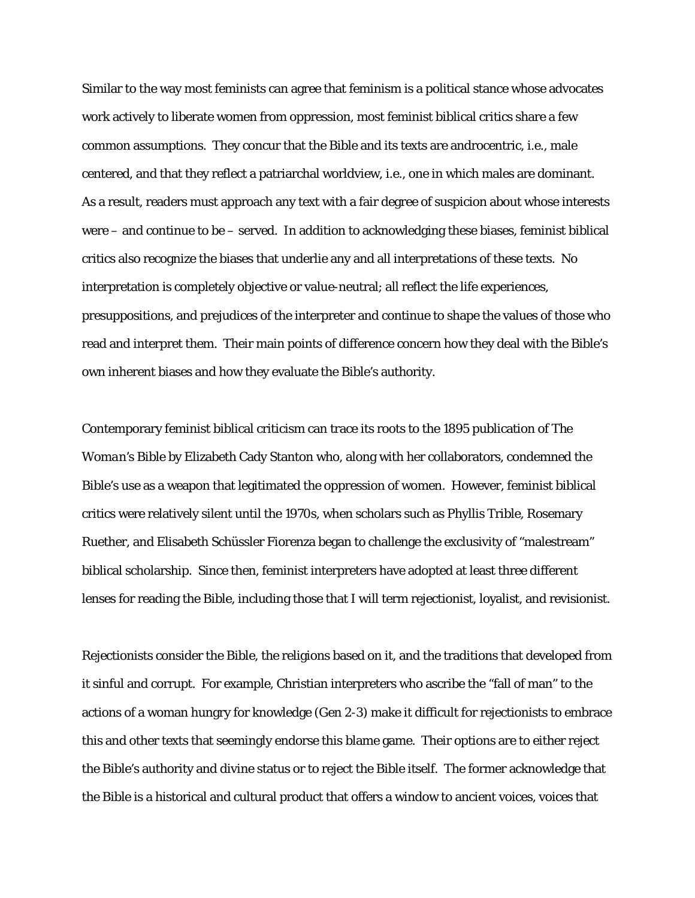Similar to the way most feminists can agree that feminism is a political stance whose advocates work actively to liberate women from oppression, most feminist biblical critics share a few common assumptions. They concur that the Bible and its texts are androcentric, i.e., male centered, and that they reflect a patriarchal worldview, i.e., one in which males are dominant. As a result, readers must approach any text with a fair degree of suspicion about whose interests were – and continue to be – served. In addition to acknowledging these biases, feminist biblical critics also recognize the biases that underlie any and all interpretations of these texts. No interpretation is completely objective or value-neutral; all reflect the life experiences, presuppositions, and prejudices of the interpreter and continue to shape the values of those who read and interpret them. Their main points of difference concern how they deal with the Bible's own inherent biases and how they evaluate the Bible's authority.

Contemporary feminist biblical criticism can trace its roots to the 1895 publication of The *Woman's Bible* by Elizabeth Cady Stanton who, along with her collaborators, condemned the Bible's use as a weapon that legitimated the oppression of women. However, feminist biblical critics were relatively silent until the 1970s, when scholars such as Phyllis Trible, Rosemary Ruether, and Elisabeth Schüssler Fiorenza began to challenge the exclusivity of "malestream" biblical scholarship. Since then, feminist interpreters have adopted at least three different lenses for reading the Bible, including those that I will term rejectionist, loyalist, and revisionist.

Rejectionists consider the Bible, the religions based on it, and the traditions that developed from it sinful and corrupt. For example, Christian interpreters who ascribe the "fall of man" to the actions of a woman hungry for knowledge (Gen 2-3) make it difficult for rejectionists to embrace this and other texts that seemingly endorse this blame game. Their options are to either reject the Bible's authority and divine status or to reject the Bible itself. The former acknowledge that the Bible is a historical and cultural product that offers a window to ancient voices, voices that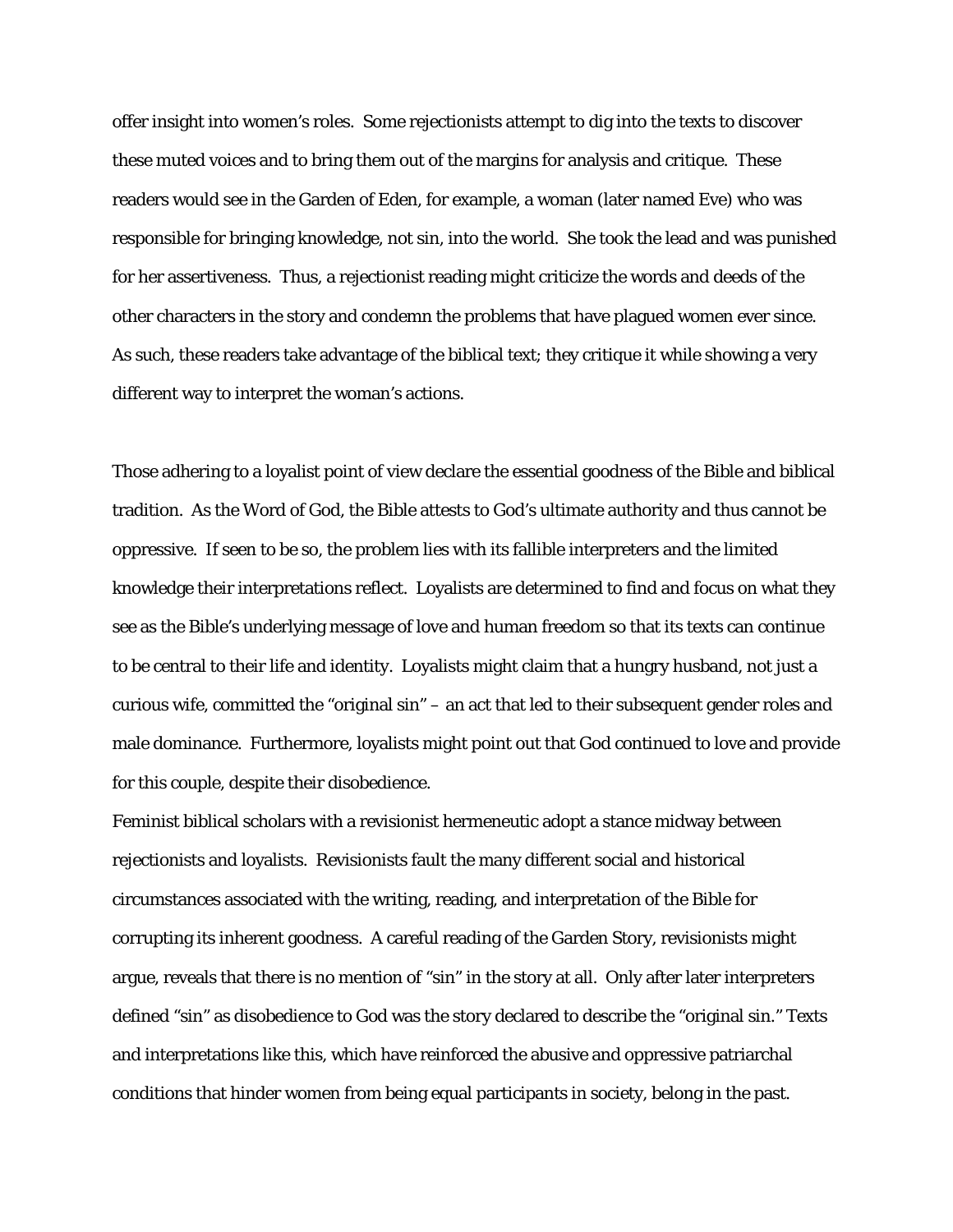offer insight into women's roles. Some rejectionists attempt to dig into the texts to discover these muted voices and to bring them out of the margins for analysis and critique. These readers would see in the Garden of Eden, for example, a woman (later named Eve) who was responsible for bringing knowledge, not sin, into the world. She took the lead and was punished for her assertiveness. Thus, a rejectionist reading might criticize the words and deeds of the other characters in the story and condemn the problems that have plagued women ever since. As such, these readers take advantage of the biblical text; they critique it while showing a very different way to interpret the woman's actions.

Those adhering to a loyalist point of view declare the essential goodness of the Bible and biblical tradition. As the Word of God, the Bible attests to God's ultimate authority and thus cannot be oppressive. If seen to be so, the problem lies with its fallible interpreters and the limited knowledge their interpretations reflect. Loyalists are determined to find and focus on what they see as the Bible's underlying message of love and human freedom so that its texts can continue to be central to their life and identity. Loyalists might claim that a hungry husband, not just a curious wife, committed the "original sin" – an act that led to their subsequent gender roles and male dominance. Furthermore, loyalists might point out that God continued to love and provide for this couple, despite their disobedience.

Feminist biblical scholars with a revisionist hermeneutic adopt a stance midway between rejectionists and loyalists. Revisionists fault the many different social and historical circumstances associated with the writing, reading, and interpretation of the Bible for corrupting its inherent goodness. A careful reading of the Garden Story, revisionists might argue, reveals that there is no mention of "sin" in the story at all. Only after later interpreters defined "sin" as disobedience to God was the story declared to describe the "original sin." Texts and interpretations like this, which have reinforced the abusive and oppressive patriarchal conditions that hinder women from being equal participants in society, belong in the past.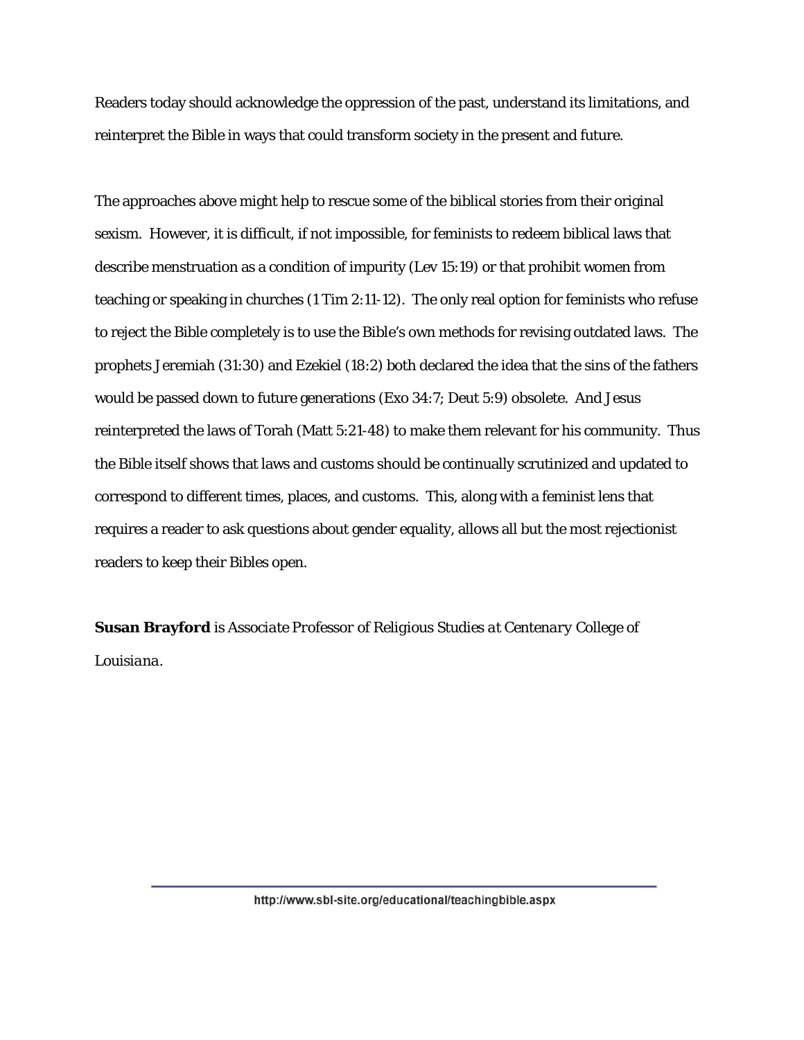Readers today should acknowledge the oppression of the past, understand its limitations, and reinterpret the Bible in ways that could transform society in the present and future.

The approaches above might help to rescue some of the biblical stories from their original sexism. However, it is difficult, if not impossible, for feminists to redeem biblical laws that describe menstruation as a condition of impurity (Lev 15:19) or that prohibit women from teaching or speaking in churches (1 Tim 2:11-12). The only real option for feminists who refuse to reject the Bible completely is to use the Bible's own methods for revising outdated laws. The prophets Jeremiah (31:30) and Ezekiel (18:2) both declared the idea that the sins of the fathers would be passed down to future generations (Exo 34:7; Deut 5:9) obsolete. And Jesus reinterpreted the laws of Torah (Matt 5:21-48) to make them relevant for his community. Thus the Bible itself shows that laws and customs should be continually scrutinized and updated to correspond to different times, places, and customs. This, along with a feminist lens that requires a reader to ask questions about gender equality, allows all but the most rejectionist readers to keep their Bibles open.

**Susan Brayford** *is Associate Professor of Religious Studies at Centenary College of Louisiana.*